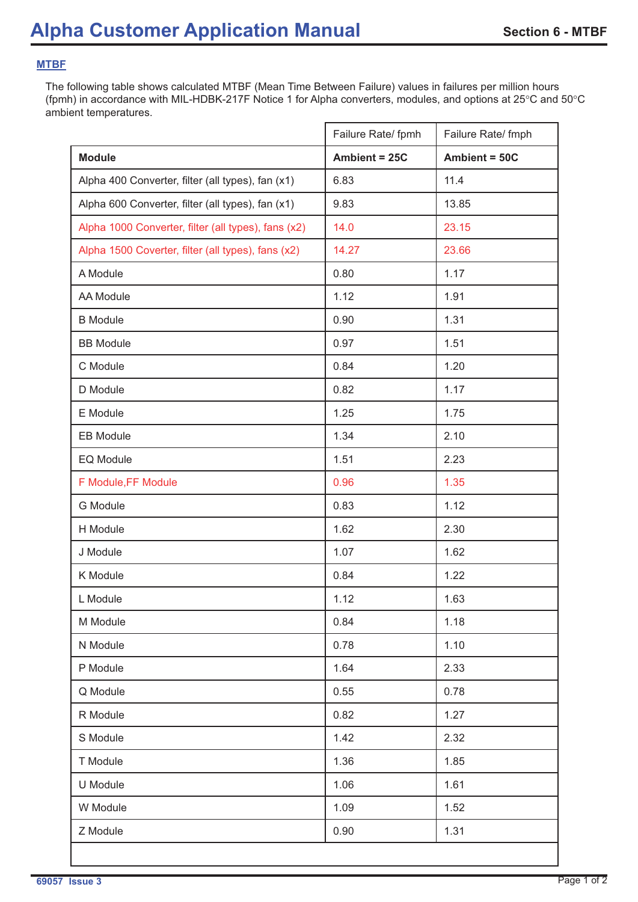## MTBF

The following table shows calculated MTBF (Mean Time Between Failure) values in failures per million hours (fpmh) in accordance with MIL-HDBK-217F Notice 1 for Alpha converters, modules, and options at 25°C and 50°C ambient temperatures.

| | Failure Rate/ fpmh | Failure Rate/ fmph |
|---|---|---|
| **Module** | **Ambient = 25C** | **Ambient = 50C** |
| Alpha 400 Converter, filter (all types), fan (x1) | 6.83 | 11.4 |
| Alpha 600 Converter, filter (all types), fan (x1) | 9.83 | 13.85 |
| Alpha 1000 Converter, filter (all types), fans (x2) | 14.0 | 23.15 |
| Alpha 1500 Coverter, filter (all types), fans (x2) | 14.27 | 23.66 |
| A Module | 0.80 | 1.17 |
| AA Module | 1.12 | 1.91 |
| B Module | 0.90 | 1.31 |
| BB Module | 0.97 | 1.51 |
| C Module | 0.84 | 1.20 |
| D Module | 0.82 | 1.17 |
| E Module | 1.25 | 1.75 |
| EB Module | 1.34 | 2.10 |
| EQ Module | 1.51 | 2.23 |
| F Module,FF Module | 0.96 | 1.35 |
| G Module | 0.83 | 1.12 |
| H Module | 1.62 | 2.30 |
| J Module | 1.07 | 1.62 |
| K Module | 0.84 | 1.22 |
| L Module | 1.12 | 1.63 |
| M Module | 0.84 | 1.18 |
| N Module | 0.78 | 1.10 |
| P Module | 1.64 | 2.33 |
| Q Module | 0.55 | 0.78 |
| R Module | 0.82 | 1.27 |
| S Module | 1.42 | 2.32 |
| T Module | 1.36 | 1.85 |
| U Module | 1.06 | 1.61 |
| W Module | 1.09 | 1.52 |
| Z Module | 0.90 | 1.31 |
| | | |

69057 Issue 3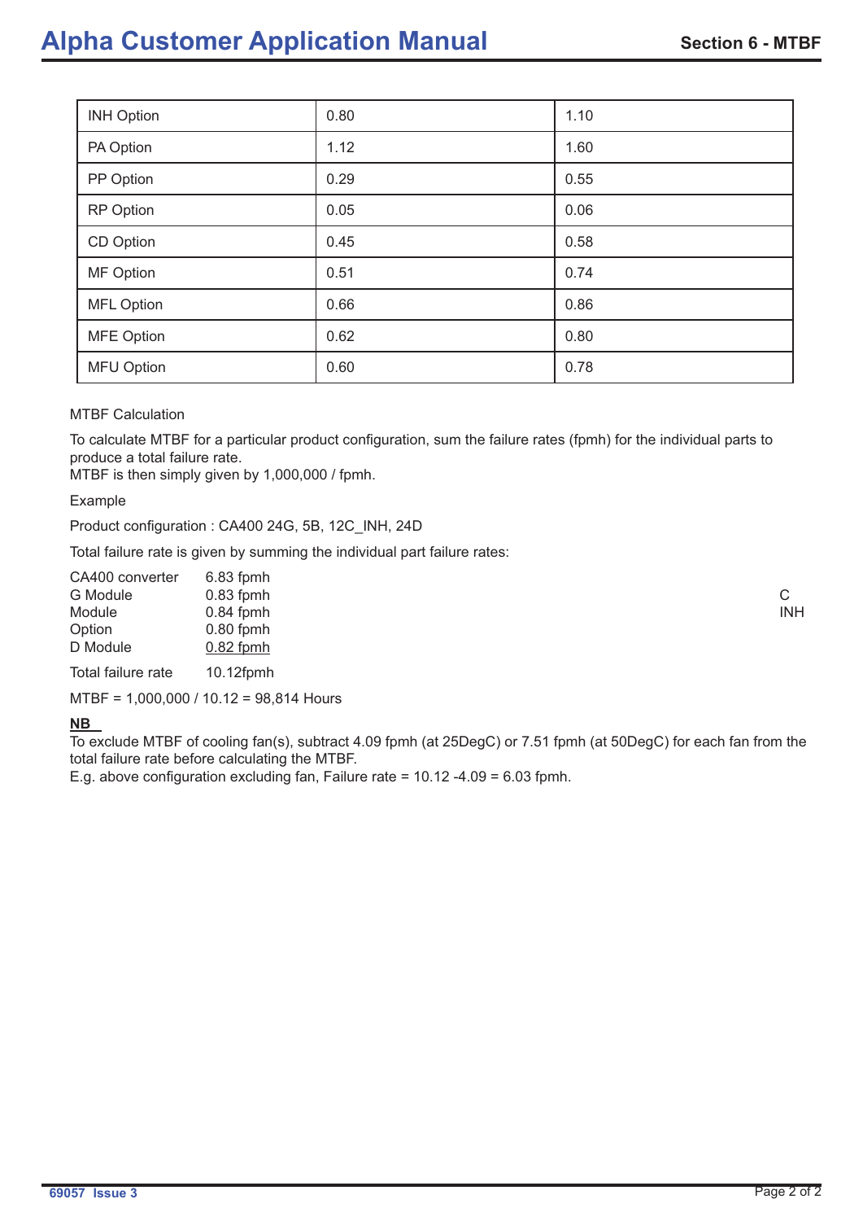| | | |
|---|---|---|
| INH Option | 0.80 | 1.10 |
| PA Option | 1.12 | 1.60 |
| PP Option | 0.29 | 0.55 |
| RP Option | 0.05 | 0.06 |
| CD Option | 0.45 | 0.58 |
| MF Option | 0.51 | 0.74 |
| MFL Option | 0.66 | 0.86 |
| MFE Option | 0.62 | 0.80 |
| MFU Option | 0.60 | 0.78 |

MTBF Calculation

To calculate MTBF for a particular product configuration, sum the failure rates (fpmh) for the individual parts to produce a total failure rate.
MTBF is then simply given by 1,000,000 / fpmh.

Example

Product configuration : CA400 24G, 5B, 12C_INH, 24D

Total failure rate is given by summing the individual part failure rates:

CA400 converter 6.83 fpmh
G Module 0.83 fpmh
Module 0.84 fpmh C
Option 0.80 fpmh INH
D Module 0.82 fpmh

Total failure rate 10.12fpmh

MTBF = 1,000,000 / 10.12 = 98,814 Hours

**NB**

To exclude MTBF of cooling fan(s), subtract 4.09 fpmh (at 25DegC) or 7.51 fpmh (at 50DegC) for each fan from the total failure rate before calculating the MTBF.
E.g. above configuration excluding fan, Failure rate = 10.12 -4.09 = 6.03 fpmh.